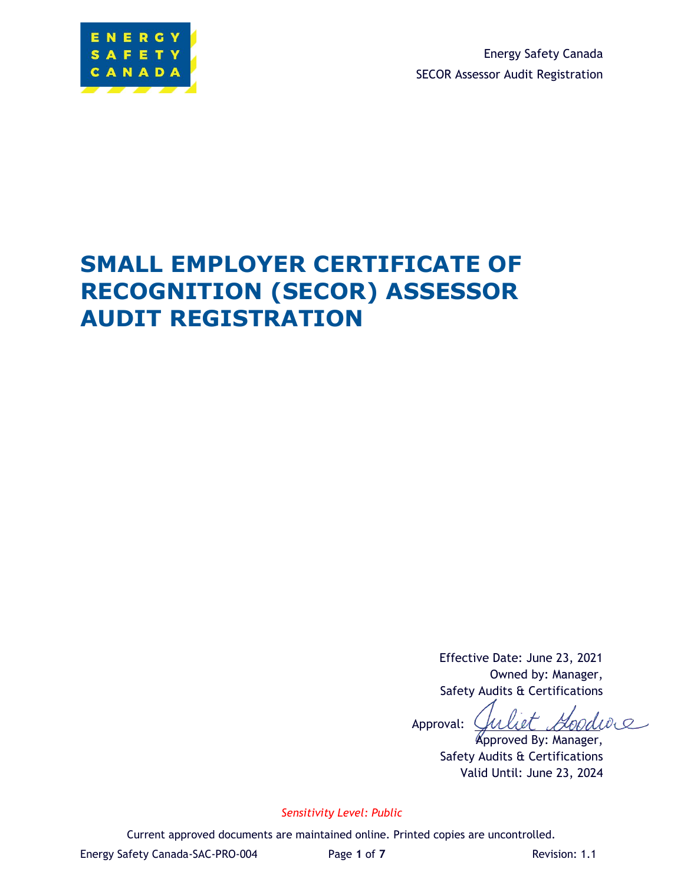# SMALL EMPLOYER CERTIFICATE OF RECOGNITION (SECOR) ASSESSOR AUDIT REGISTRATION

Effective Date: June 23, 2021

Owned by: Manager, Safety Audits & Certifications

Approval: Juliet Goodwin

Approved By: Manager, Safety Audits & Certifications

Valid Until: June 23, 2024

*Sensitivity Level: Public*

Current approved documents are maintained online. Printed copies are uncontrolled.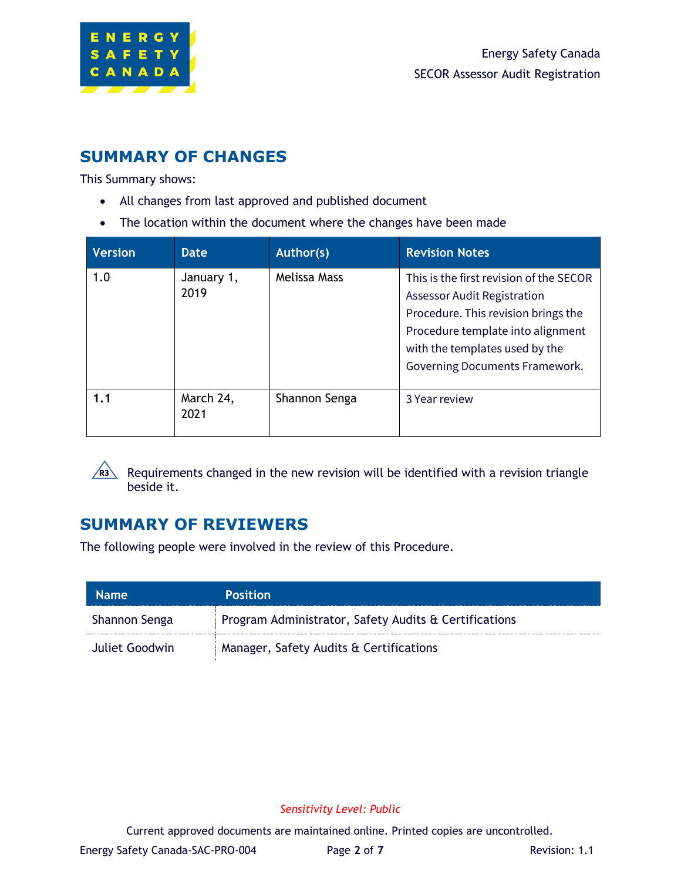## SUMMARY OF CHANGES

This Summary shows:

- All changes from last approved and published document
- The location within the document where the changes have been made

| Version | Date | Author(s) | Revision Notes |
|---|---|---|---|
| 1.0 | January 1, 2019 | Melissa Mass | This is the first revision of the SECOR Assessor Audit Registration Procedure. This revision brings the Procedure template into alignment with the templates used by the Governing Documents Framework. |
| **1.1** | March 24, 2021 | Shannon Senga | 3 Year review |

R3 Requirements changed in the new revision will be identified with a revision triangle beside it.

## SUMMARY OF REVIEWERS

The following people were involved in the review of this Procedure.

| Name | Position |
|---|---|
| Shannon Senga | Program Administrator, Safety Audits & Certifications |
| Juliet Goodwin | Manager, Safety Audits & Certifications |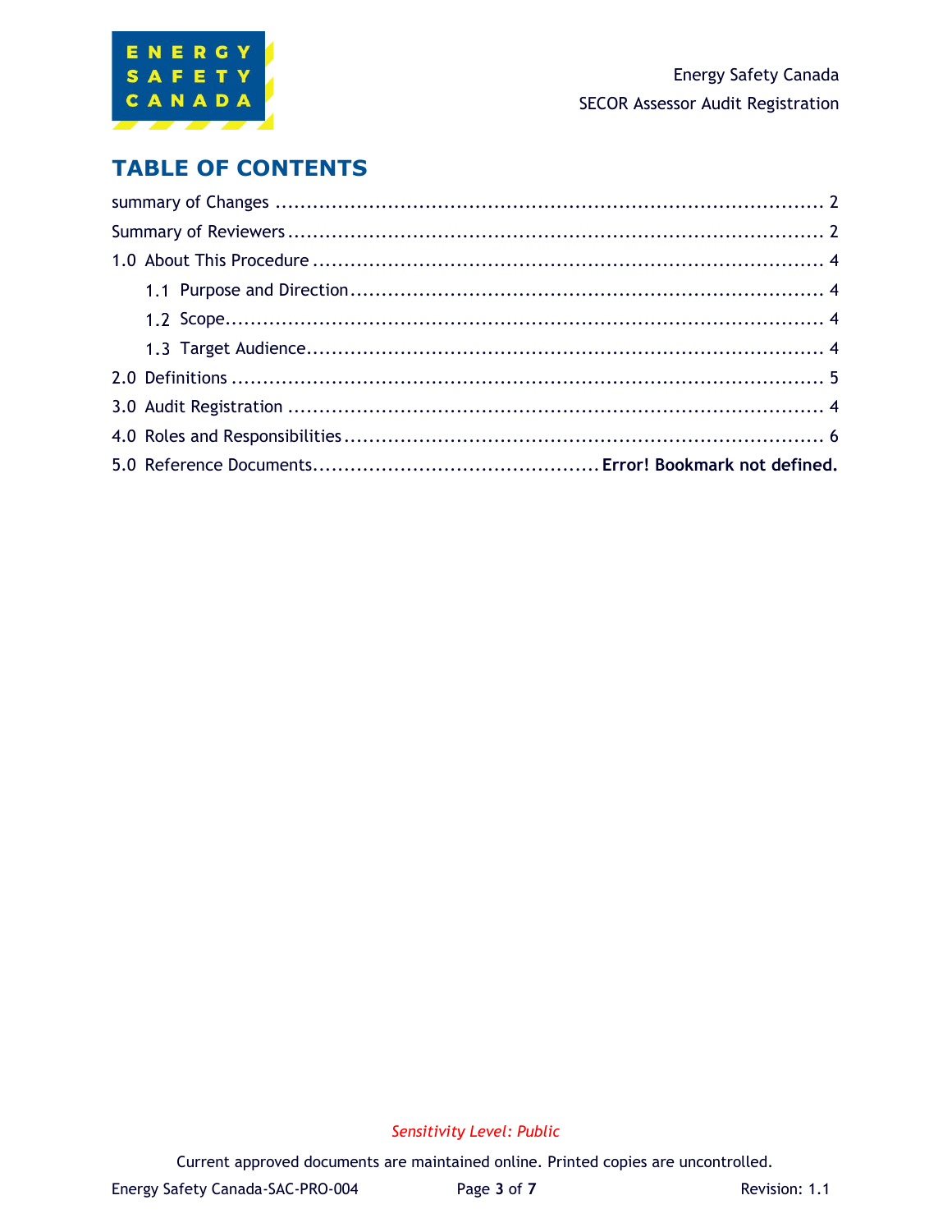# TABLE OF CONTENTS

summary of Changes ........................................................................................ 2

Summary of Reviewers ..................................................................................... 2

1.0 About This Procedure .................................................................................. 4

  1.1 Purpose and Direction ............................................................................. 4

  1.2 Scope ......................................................................................................... 4

  1.3 Target Audience ....................................................................................... 4

2.0 Definitions ................................................................................................... 5

3.0 Audit Registration ....................................................................................... 4

4.0 Roles and Responsibilities ........................................................................... 6

5.0 Reference Documents ............................................ **Error! Bookmark not defined.**

*Sensitivity Level: Public*

Current approved documents are maintained online. Printed copies are uncontrolled.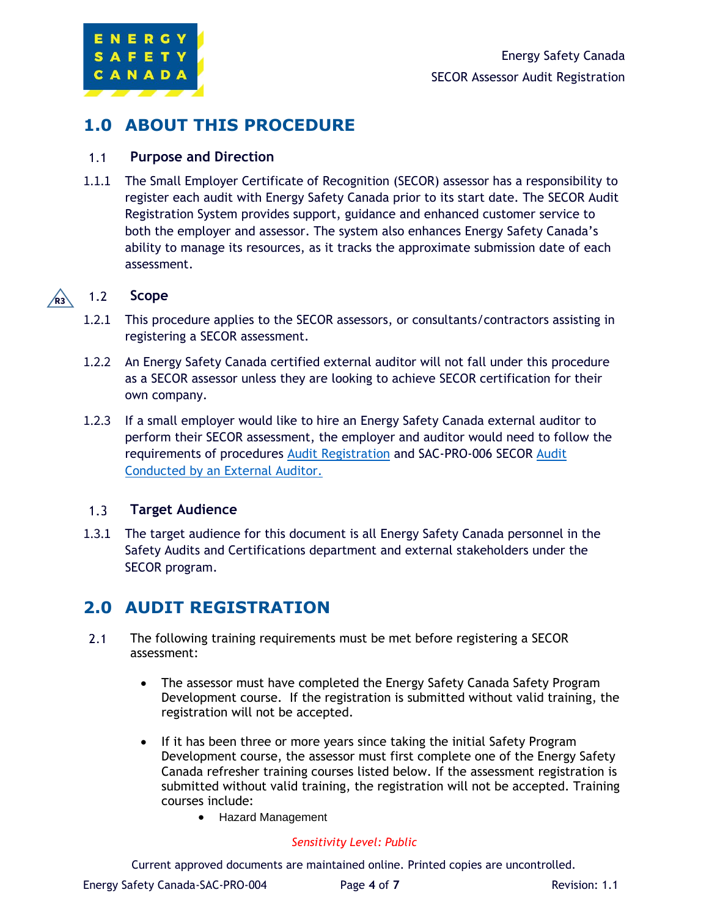# 1.0 ABOUT THIS PROCEDURE

## 1.1 Purpose and Direction

1.1.1 The Small Employer Certificate of Recognition (SECOR) assessor has a responsibility to register each audit with Energy Safety Canada prior to its start date. The SECOR Audit Registration System provides support, guidance and enhanced customer service to both the employer and assessor. The system also enhances Energy Safety Canada's ability to manage its resources, as it tracks the approximate submission date of each assessment.

## 1.2 Scope

1.2.1 This procedure applies to the SECOR assessors, or consultants/contractors assisting in registering a SECOR assessment.

1.2.2 An Energy Safety Canada certified external auditor will not fall under this procedure as a SECOR assessor unless they are looking to achieve SECOR certification for their own company.

1.2.3 If a small employer would like to hire an Energy Safety Canada external auditor to perform their SECOR assessment, the employer and auditor would need to follow the requirements of procedures Audit Registration and SAC-PRO-006 SECOR Audit Conducted by an External Auditor.

## 1.3 Target Audience

1.3.1 The target audience for this document is all Energy Safety Canada personnel in the Safety Audits and Certifications department and external stakeholders under the SECOR program.

# 2.0 AUDIT REGISTRATION

2.1 The following training requirements must be met before registering a SECOR assessment:

- The assessor must have completed the Energy Safety Canada Safety Program Development course. If the registration is submitted without valid training, the registration will not be accepted.
- If it has been three or more years since taking the initial Safety Program Development course, the assessor must first complete one of the Energy Safety Canada refresher training courses listed below. If the assessment registration is submitted without valid training, the registration will not be accepted. Training courses include:
  - Hazard Management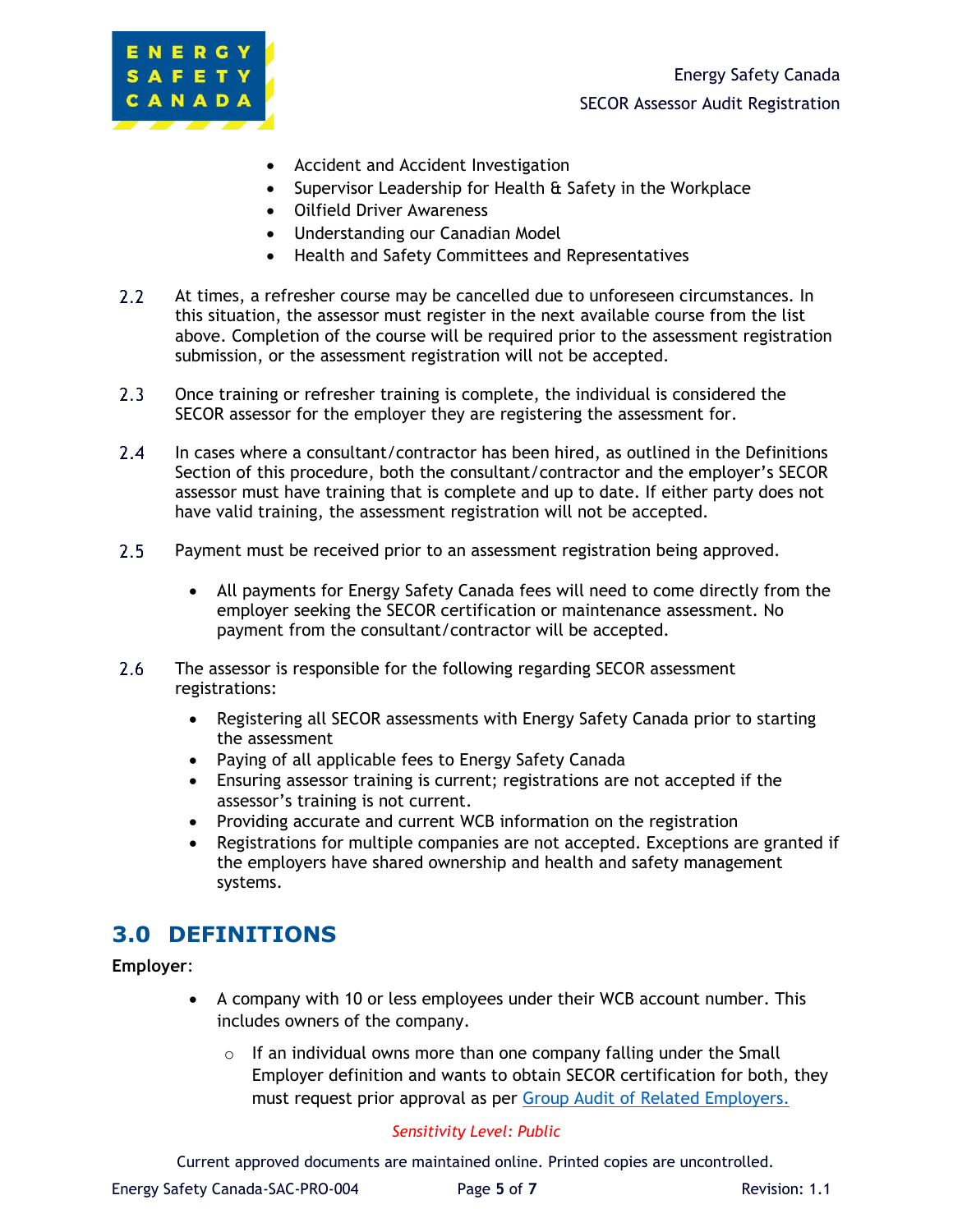- Accident and Accident Investigation
- Supervisor Leadership for Health & Safety in the Workplace
- Oilfield Driver Awareness
- Understanding our Canadian Model
- Health and Safety Committees and Representatives

2.2 At times, a refresher course may be cancelled due to unforeseen circumstances. In this situation, the assessor must register in the next available course from the list above. Completion of the course will be required prior to the assessment registration submission, or the assessment registration will not be accepted.

2.3 Once training or refresher training is complete, the individual is considered the SECOR assessor for the employer they are registering the assessment for.

2.4 In cases where a consultant/contractor has been hired, as outlined in the Definitions Section of this procedure, both the consultant/contractor and the employer's SECOR assessor must have training that is complete and up to date. If either party does not have valid training, the assessment registration will not be accepted.

2.5 Payment must be received prior to an assessment registration being approved.

- All payments for Energy Safety Canada fees will need to come directly from the employer seeking the SECOR certification or maintenance assessment. No payment from the consultant/contractor will be accepted.

2.6 The assessor is responsible for the following regarding SECOR assessment registrations:

- Registering all SECOR assessments with Energy Safety Canada prior to starting the assessment
- Paying of all applicable fees to Energy Safety Canada
- Ensuring assessor training is current; registrations are not accepted if the assessor's training is not current.
- Providing accurate and current WCB information on the registration
- Registrations for multiple companies are not accepted. Exceptions are granted if the employers have shared ownership and health and safety management systems.

## 3.0 DEFINITIONS

**Employer**:

- A company with 10 or less employees under their WCB account number. This includes owners of the company.
  - If an individual owns more than one company falling under the Small Employer definition and wants to obtain SECOR certification for both, they must request prior approval as per Group Audit of Related Employers.

*Sensitivity Level: Public*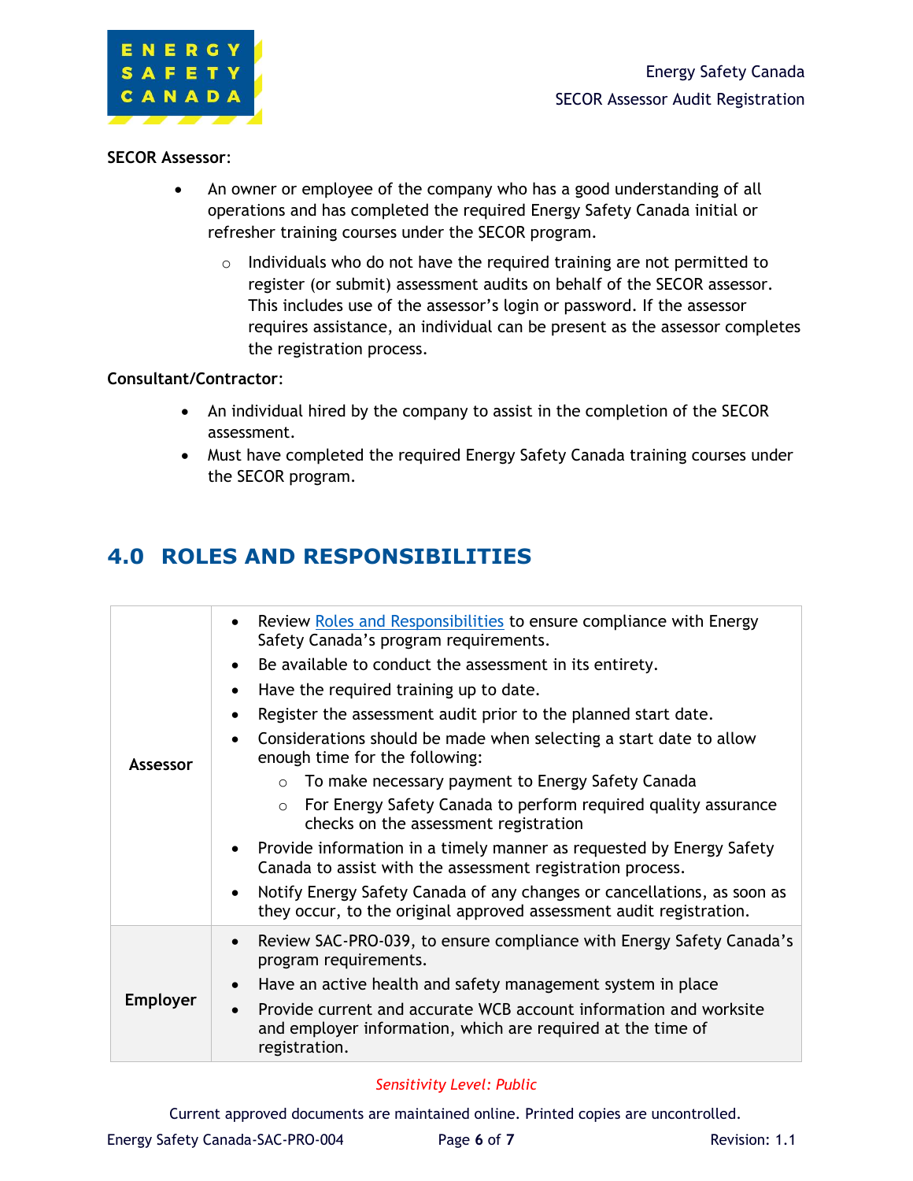**SECOR Assessor**:

- An owner or employee of the company who has a good understanding of all operations and has completed the required Energy Safety Canada initial or refresher training courses under the SECOR program.
  - Individuals who do not have the required training are not permitted to register (or submit) assessment audits on behalf of the SECOR assessor. This includes use of the assessor's login or password. If the assessor requires assistance, an individual can be present as the assessor completes the registration process.

**Consultant/Contractor**:

- An individual hired by the company to assist in the completion of the SECOR assessment.
- Must have completed the required Energy Safety Canada training courses under the SECOR program.

## 4.0 ROLES AND RESPONSIBILITIES

| | |
|---|---|
| **Assessor** | • Review Roles and Responsibilities to ensure compliance with Energy Safety Canada's program requirements.<br>• Be available to conduct the assessment in its entirety.<br>• Have the required training up to date.<br>• Register the assessment audit prior to the planned start date.<br>• Considerations should be made when selecting a start date to allow enough time for the following:<br>   ○ To make necessary payment to Energy Safety Canada<br>   ○ For Energy Safety Canada to perform required quality assurance checks on the assessment registration<br>• Provide information in a timely manner as requested by Energy Safety Canada to assist with the assessment registration process.<br>• Notify Energy Safety Canada of any changes or cancellations, as soon as they occur, to the original approved assessment audit registration. |
| **Employer** | • Review SAC-PRO-039, to ensure compliance with Energy Safety Canada's program requirements.<br>• Have an active health and safety management system in place<br>• Provide current and accurate WCB account information and worksite and employer information, which are required at the time of registration. |

*Sensitivity Level: Public*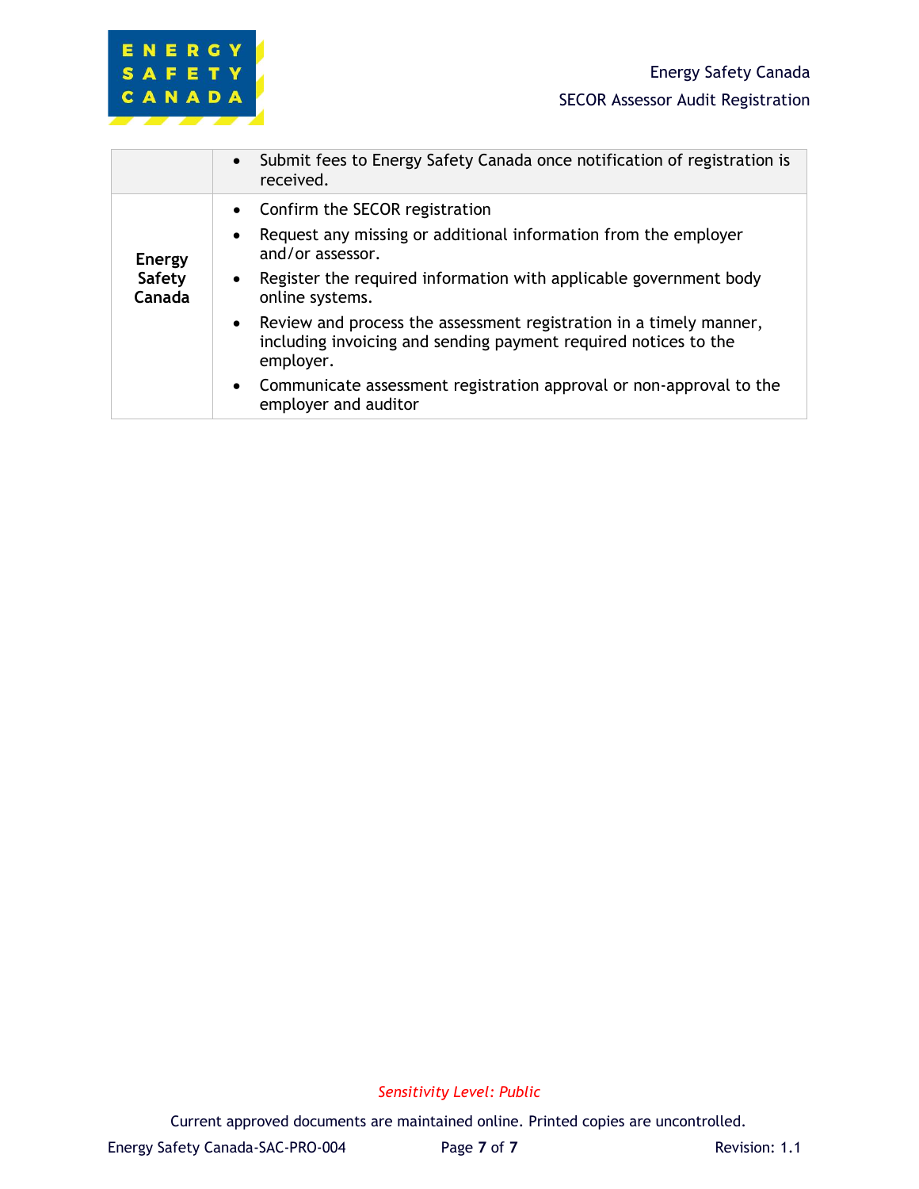| | |
|---|---|
| | • Submit fees to Energy Safety Canada once notification of registration is received. |
| **Energy Safety Canada** | • Confirm the SECOR registration<br>• Request any missing or additional information from the employer and/or assessor.<br>• Register the required information with applicable government body online systems.<br>• Review and process the assessment registration in a timely manner, including invoicing and sending payment required notices to the employer.<br>• Communicate assessment registration approval or non-approval to the employer and auditor |